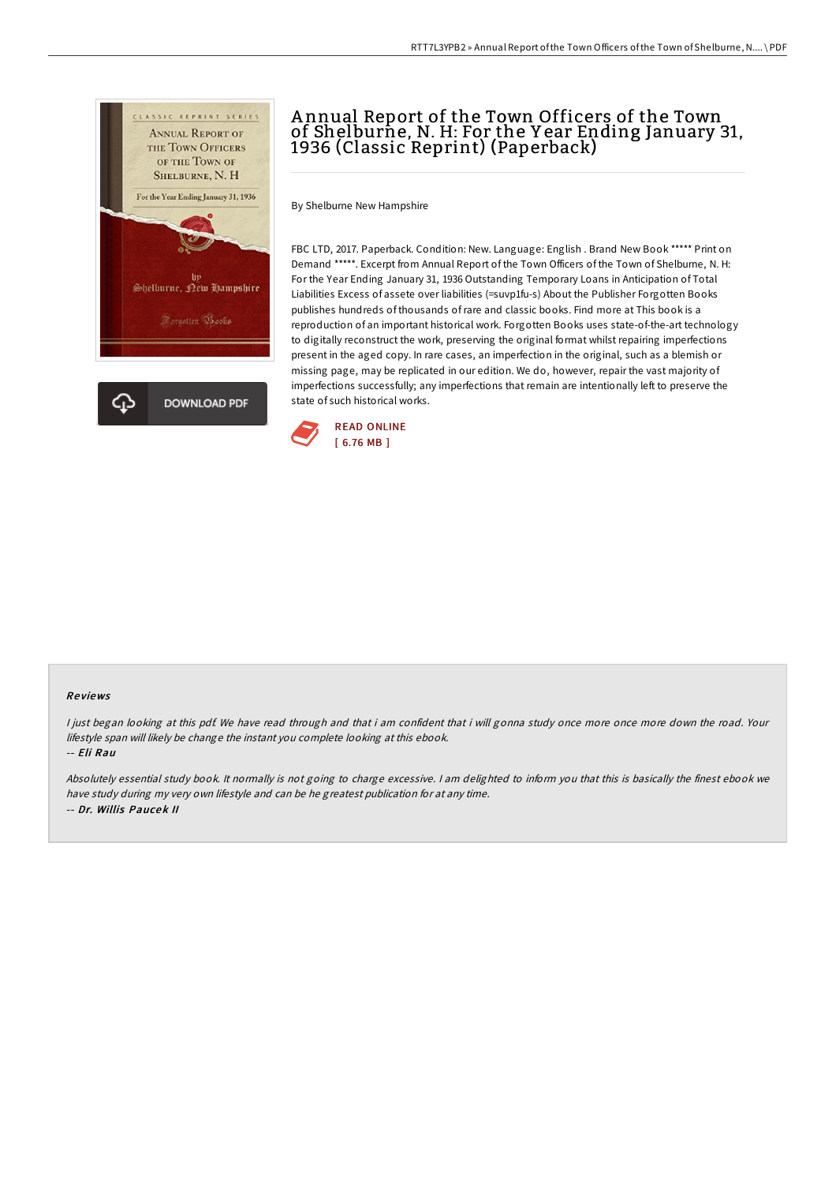# Annual Report of the Town Officers of the Town of Shelburne, N. H: For the Year Ending January 31, 1936 (Classic Reprint) (Paperback)

By Shelburne New Hampshire

FBC LTD, 2017. Paperback. Condition: New. Language: English . Brand New Book ***** Print on Demand *****. Excerpt from Annual Report of the Town Officers of the Town of Shelburne, N. H: For the Year Ending January 31, 1936 Outstanding Temporary Loans in Anticipation of Total Liabilities Excess of assete over liabilities (=suvp1fu-s) About the Publisher Forgotten Books publishes hundreds of thousands of rare and classic books. Find more at This book is a reproduction of an important historical work. Forgotten Books uses state-of-the-art technology to digitally reconstruct the work, preserving the original format whilst repairing imperfections present in the aged copy. In rare cases, an imperfection in the original, such as a blemish or missing page, may be replicated in our edition. We do, however, repair the vast majority of imperfections successfully; any imperfections that remain are intentionally left to preserve the state of such historical works.

READ ONLINE
[ 6.76 MB ]

## Reviews

*I just began looking at this pdf. We have read through and that i am confident that i will gonna study once more once more down the road. Your lifestyle span will likely be change the instant you complete looking at this ebook.*

-- *Eli Rau*

*Absolutely essential study book. It normally is not going to charge excessive. I am delighted to inform you that this is basically the finest ebook we have study during my very own lifestyle and can be he greatest publication for at any time.*

-- *Dr. Willis Paucek II*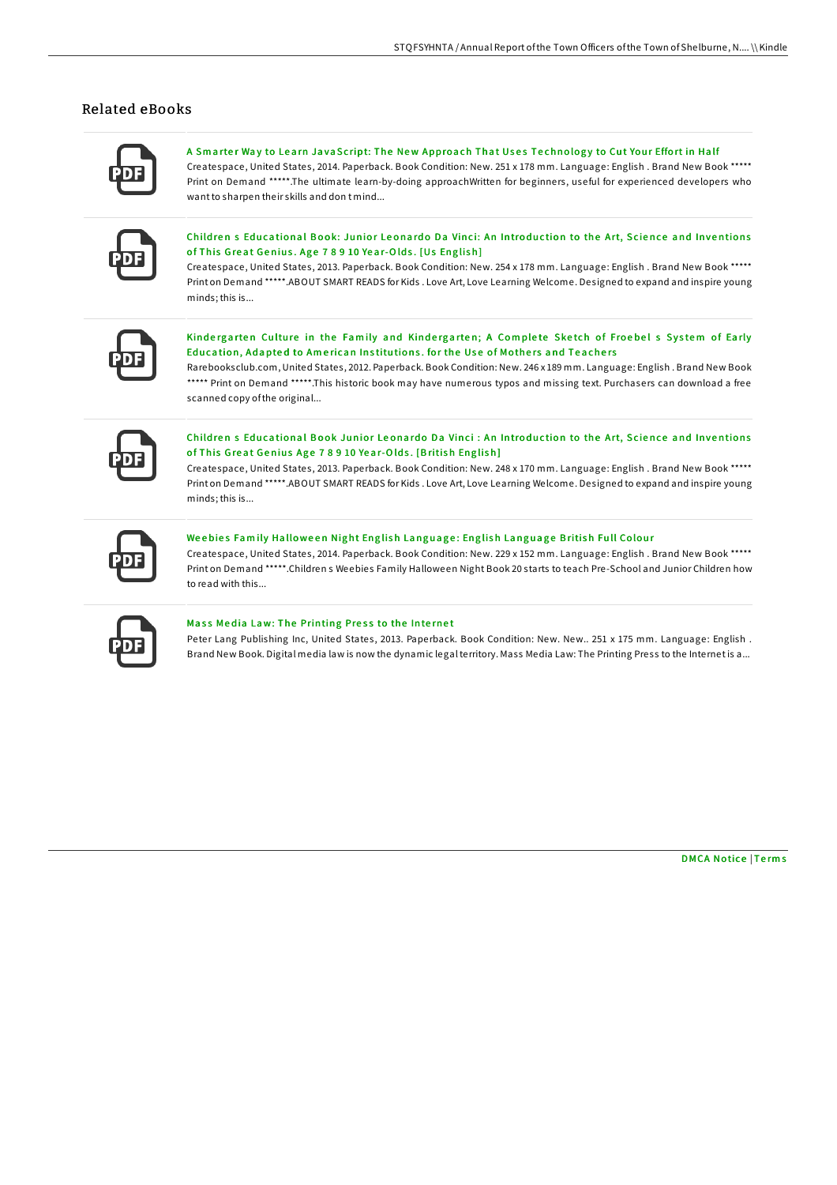## Related eBooks

**A Smarter Way to Learn JavaScript: The New Approach That Uses Technology to Cut Your Effort in Half**

Createspace, United States, 2014. Paperback. Book Condition: New. 251 x 178 mm. Language: English . Brand New Book ***** Print on Demand *****.The ultimate learn-by-doing approachWritten for beginners, useful for experienced developers who want to sharpen their skills and don t mind...

**Children s Educational Book: Junior Leonardo Da Vinci: An Introduction to the Art, Science and Inventions of This Great Genius. Age 7 8 9 10 Year-Olds. [Us English]**

Createspace, United States, 2013. Paperback. Book Condition: New. 254 x 178 mm. Language: English . Brand New Book ***** Print on Demand *****.ABOUT SMART READS for Kids . Love Art, Love Learning Welcome. Designed to expand and inspire young minds; this is...

**Kindergarten Culture in the Family and Kindergarten; A Complete Sketch of Froebel s System of Early Education, Adapted to American Institutions. for the Use of Mothers and Teachers**

Rarebooksclub.com, United States, 2012. Paperback. Book Condition: New. 246 x 189 mm. Language: English . Brand New Book ***** Print on Demand *****.This historic book may have numerous typos and missing text. Purchasers can download a free scanned copy of the original...

**Children s Educational Book Junior Leonardo Da Vinci : An Introduction to the Art, Science and Inventions of This Great Genius Age 7 8 9 10 Year-Olds. [British English]**

Createspace, United States, 2013. Paperback. Book Condition: New. 248 x 170 mm. Language: English . Brand New Book ***** Print on Demand *****.ABOUT SMART READS for Kids . Love Art, Love Learning Welcome. Designed to expand and inspire young minds; this is...

**Weebies Family Halloween Night English Language: English Language British Full Colour**

Createspace, United States, 2014. Paperback. Book Condition: New. 229 x 152 mm. Language: English . Brand New Book ***** Print on Demand *****.Children s Weebies Family Halloween Night Book 20 starts to teach Pre-School and Junior Children how to read with this...

**Mass Media Law: The Printing Press to the Internet**

Peter Lang Publishing Inc, United States, 2013. Paperback. Book Condition: New. New.. 251 x 175 mm. Language: English . Brand New Book. Digital media law is now the dynamic legal territory. Mass Media Law: The Printing Press to the Internet is a...